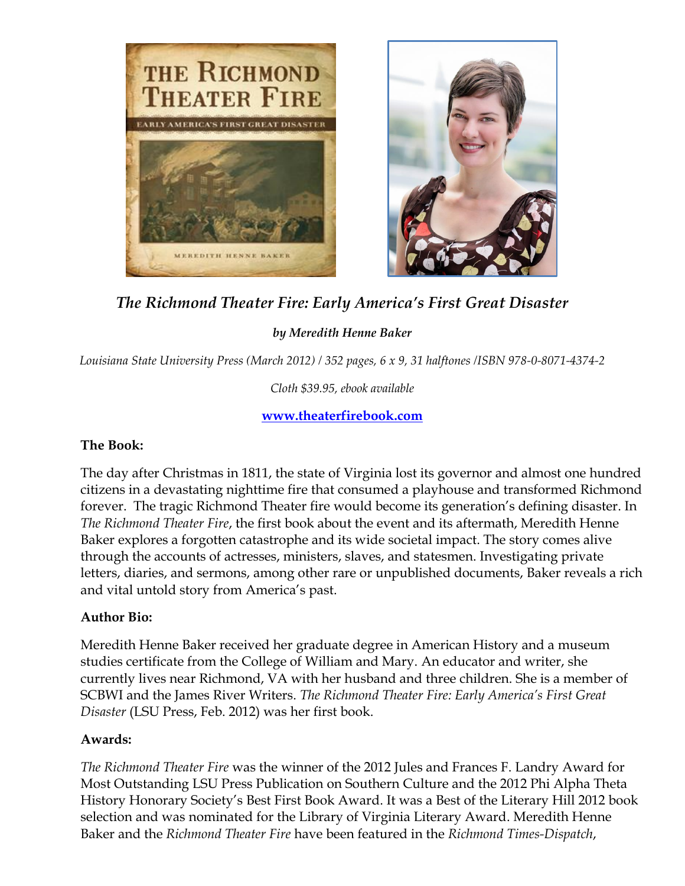# *The Richmond Theater Fire: Early America's First Great Disaster*

***by Meredith Henne Baker***

*Louisiana State University Press (March 2012) / 352 pages, 6 x 9, 31 halftones /ISBN 978-0-8071-4374-2*

*Cloth $39.95, ebook available*

**[www.theaterfirebook.com](http://www.theaterfirebook.com)**

**The Book:**

The day after Christmas in 1811, the state of Virginia lost its governor and almost one hundred citizens in a devastating nighttime fire that consumed a playhouse and transformed Richmond forever. The tragic Richmond Theater fire would become its generation's defining disaster. In *The Richmond Theater Fire*, the first book about the event and its aftermath, Meredith Henne Baker explores a forgotten catastrophe and its wide societal impact. The story comes alive through the accounts of actresses, ministers, slaves, and statesmen. Investigating private letters, diaries, and sermons, among other rare or unpublished documents, Baker reveals a rich and vital untold story from America's past.

**Author Bio:**

Meredith Henne Baker received her graduate degree in American History and a museum studies certificate from the College of William and Mary. An educator and writer, she currently lives near Richmond, VA with her husband and three children. She is a member of SCBWI and the James River Writers. *The Richmond Theater Fire: Early America's First Great Disaster* (LSU Press, Feb. 2012) was her first book.

**Awards:**

*The Richmond Theater Fire* was the winner of the 2012 Jules and Frances F. Landry Award for Most Outstanding LSU Press Publication on Southern Culture and the 2012 Phi Alpha Theta History Honorary Society's Best First Book Award. It was a Best of the Literary Hill 2012 book selection and was nominated for the Library of Virginia Literary Award. Meredith Henne Baker and the *Richmond Theater Fire* have been featured in the *Richmond Times-Dispatch*,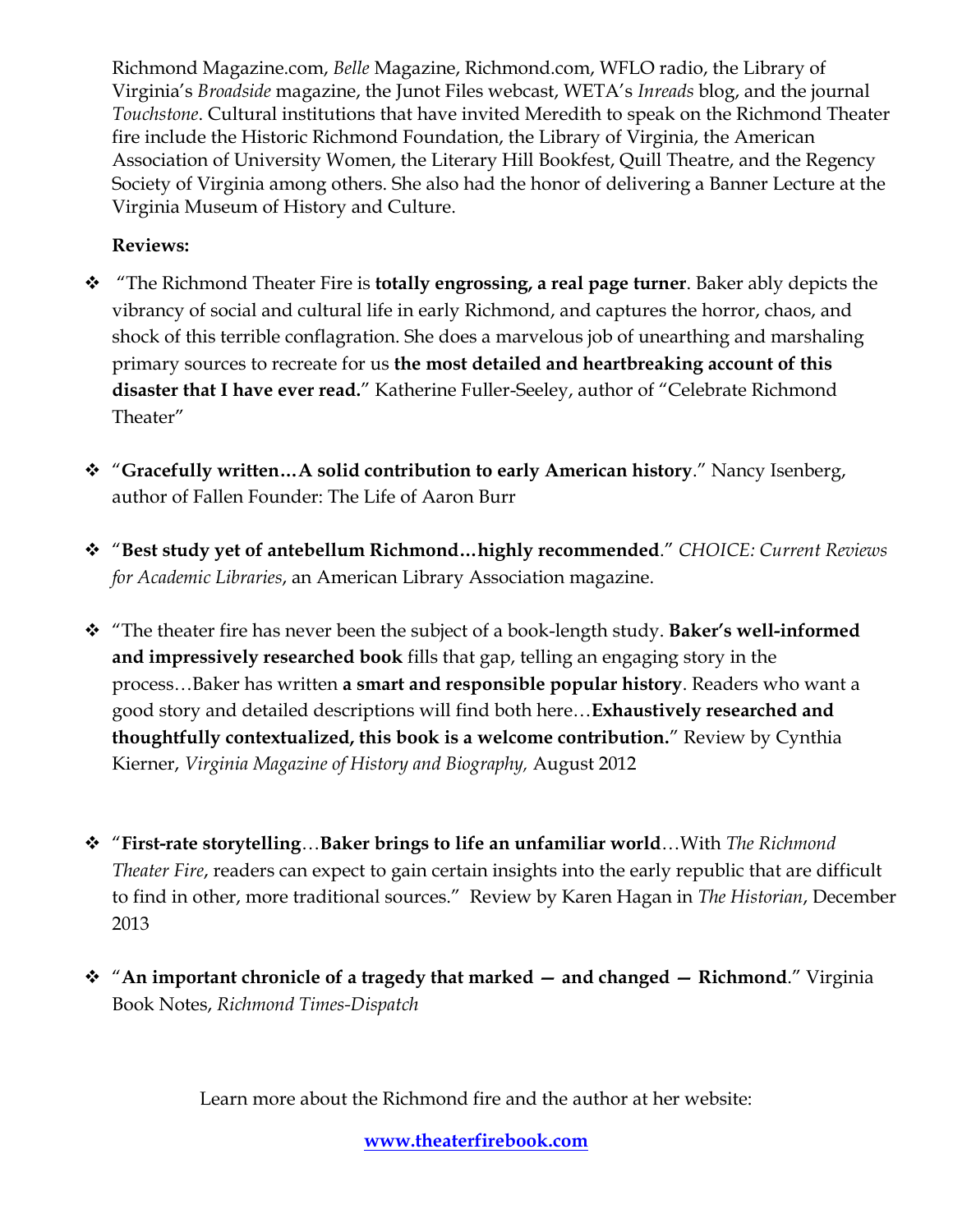Richmond Magazine.com, *Belle* Magazine, Richmond.com, WFLO radio, the Library of Virginia's *Broadside* magazine, the Junot Files webcast, WETA's *Inreads* blog, and the journal *Touchstone*. Cultural institutions that have invited Meredith to speak on the Richmond Theater fire include the Historic Richmond Foundation, the Library of Virginia, the American Association of University Women, the Literary Hill Bookfest, Quill Theatre, and the Regency Society of Virginia among others. She also had the honor of delivering a Banner Lecture at the Virginia Museum of History and Culture.

**Reviews:**

- "The Richmond Theater Fire is **totally engrossing, a real page turner**. Baker ably depicts the vibrancy of social and cultural life in early Richmond, and captures the horror, chaos, and shock of this terrible conflagration. She does a marvelous job of unearthing and marshaling primary sources to recreate for us **the most detailed and heartbreaking account of this disaster that I have ever read.**" Katherine Fuller-Seeley, author of "Celebrate Richmond Theater"

- "**Gracefully written…A solid contribution to early American history**." Nancy Isenberg, author of Fallen Founder: The Life of Aaron Burr

- "**Best study yet of antebellum Richmond…highly recommended**." *CHOICE: Current Reviews for Academic Libraries*, an American Library Association magazine.

- "The theater fire has never been the subject of a book-length study. **Baker's well-informed and impressively researched book** fills that gap, telling an engaging story in the process…Baker has written **a smart and responsible popular history**. Readers who want a good story and detailed descriptions will find both here…**Exhaustively researched and thoughtfully contextualized, this book is a welcome contribution.**" Review by Cynthia Kierner, *Virginia Magazine of History and Biography,* August 2012

- "**First-rate storytelling**…**Baker brings to life an unfamiliar world**…With *The Richmond Theater Fire*, readers can expect to gain certain insights into the early republic that are difficult to find in other, more traditional sources." Review by Karen Hagan in *The Historian*, December 2013

- "**An important chronicle of a tragedy that marked — and changed — Richmond**." Virginia Book Notes, *Richmond Times-Dispatch*

Learn more about the Richmond fire and the author at her website:

**www.theaterfirebook.com**